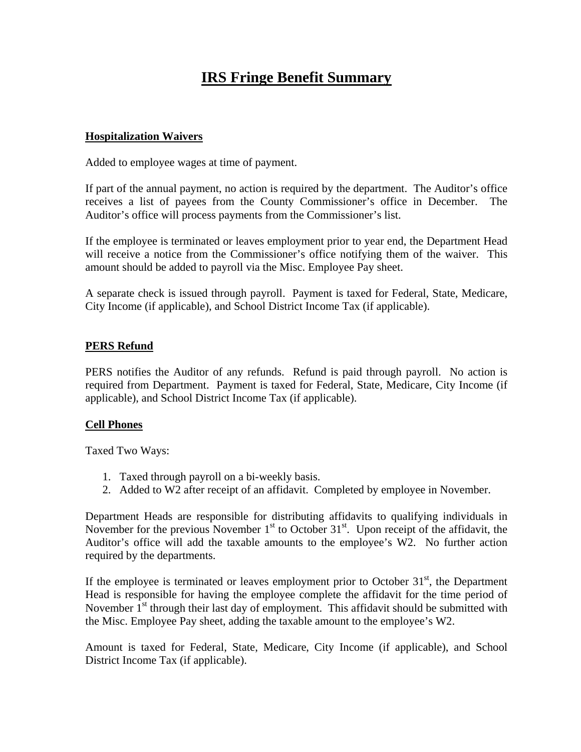# IRS Fringe Benefit Summary

## Hospitalization Waivers

Added to employee wages at time of payment.

If part of the annual payment, no action is required by the department. The Auditor's office receives a list of payees from the County Commissioner's office in December. The Auditor's office will process payments from the Commissioner's list.

If the employee is terminated or leaves employment prior to year end, the Department Head will receive a notice from the Commissioner's office notifying them of the waiver. This amount should be added to payroll via the Misc. Employee Pay sheet.

A separate check is issued through payroll. Payment is taxed for Federal, State, Medicare, City Income (if applicable), and School District Income Tax (if applicable).

## PERS Refund

PERS notifies the Auditor of any refunds. Refund is paid through payroll. No action is required from Department. Payment is taxed for Federal, State, Medicare, City Income (if applicable), and School District Income Tax (if applicable).

## Cell Phones

Taxed Two Ways:

1. Taxed through payroll on a bi-weekly basis.
2. Added to W2 after receipt of an affidavit. Completed by employee in November.

Department Heads are responsible for distributing affidavits to qualifying individuals in November for the previous November 1st to October 31st. Upon receipt of the affidavit, the Auditor's office will add the taxable amounts to the employee's W2. No further action required by the departments.

If the employee is terminated or leaves employment prior to October 31st, the Department Head is responsible for having the employee complete the affidavit for the time period of November 1st through their last day of employment. This affidavit should be submitted with the Misc. Employee Pay sheet, adding the taxable amount to the employee's W2.

Amount is taxed for Federal, State, Medicare, City Income (if applicable), and School District Income Tax (if applicable).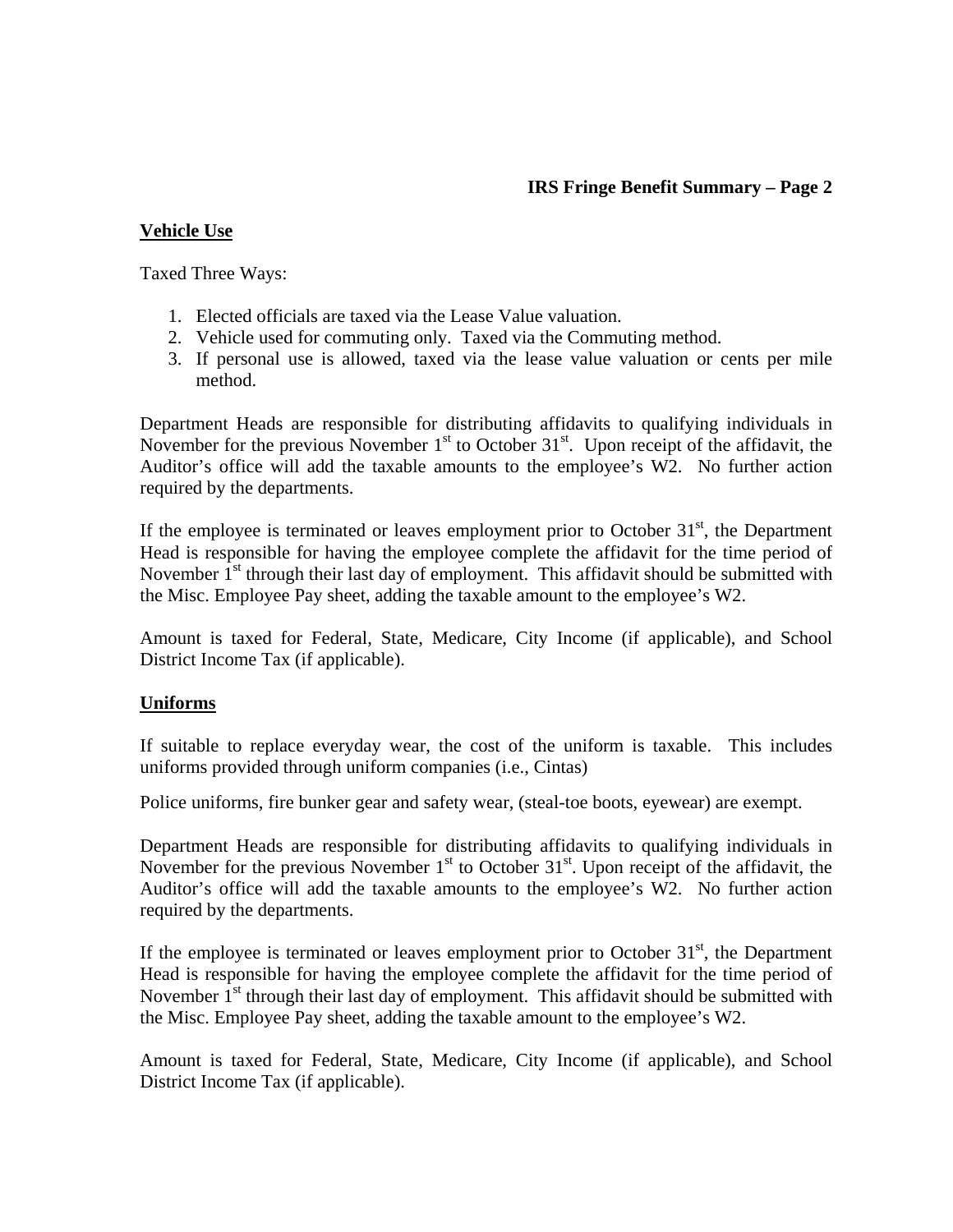## Vehicle Use

Taxed Three Ways:

1. Elected officials are taxed via the Lease Value valuation.
2. Vehicle used for commuting only. Taxed via the Commuting method.
3. If personal use is allowed, taxed via the lease value valuation or cents per mile method.

Department Heads are responsible for distributing affidavits to qualifying individuals in November for the previous November 1st to October 31st. Upon receipt of the affidavit, the Auditor's office will add the taxable amounts to the employee's W2. No further action required by the departments.

If the employee is terminated or leaves employment prior to October 31st, the Department Head is responsible for having the employee complete the affidavit for the time period of November 1st through their last day of employment. This affidavit should be submitted with the Misc. Employee Pay sheet, adding the taxable amount to the employee's W2.

Amount is taxed for Federal, State, Medicare, City Income (if applicable), and School District Income Tax (if applicable).

## Uniforms

If suitable to replace everyday wear, the cost of the uniform is taxable. This includes uniforms provided through uniform companies (i.e., Cintas)

Police uniforms, fire bunker gear and safety wear, (steal-toe boots, eyewear) are exempt.

Department Heads are responsible for distributing affidavits to qualifying individuals in November for the previous November 1st to October 31st. Upon receipt of the affidavit, the Auditor's office will add the taxable amounts to the employee's W2. No further action required by the departments.

If the employee is terminated or leaves employment prior to October 31st, the Department Head is responsible for having the employee complete the affidavit for the time period of November 1st through their last day of employment. This affidavit should be submitted with the Misc. Employee Pay sheet, adding the taxable amount to the employee's W2.

Amount is taxed for Federal, State, Medicare, City Income (if applicable), and School District Income Tax (if applicable).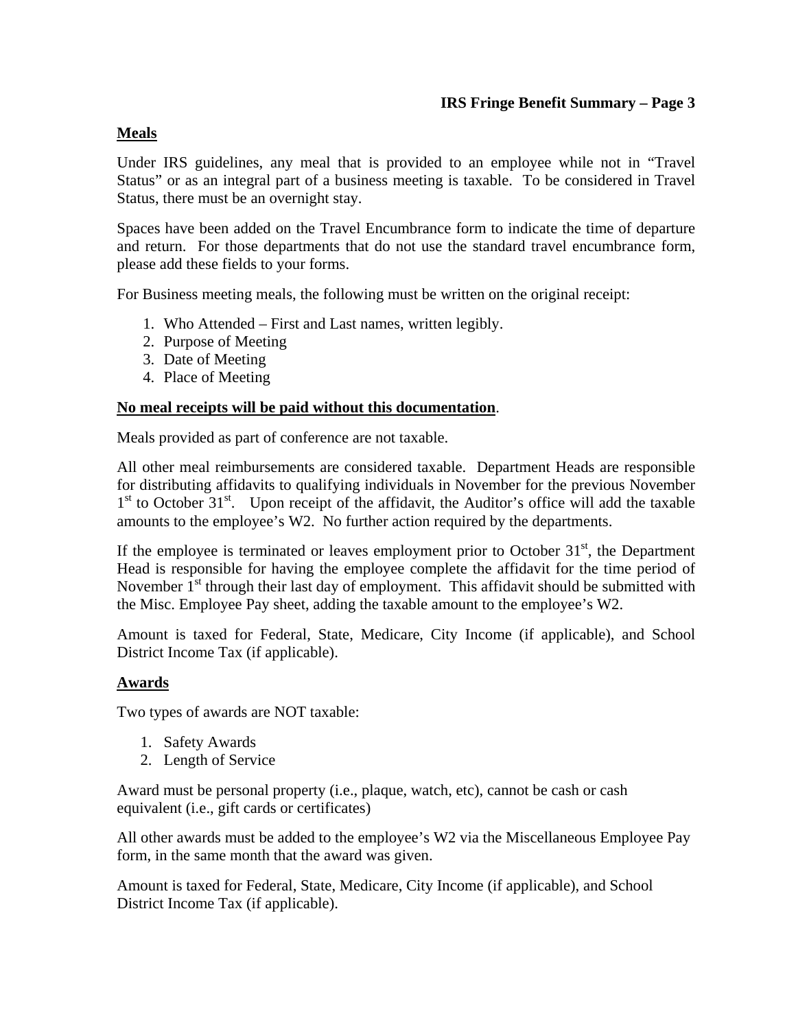## Meals

Under IRS guidelines, any meal that is provided to an employee while not in "Travel Status" or as an integral part of a business meeting is taxable. To be considered in Travel Status, there must be an overnight stay.

Spaces have been added on the Travel Encumbrance form to indicate the time of departure and return. For those departments that do not use the standard travel encumbrance form, please add these fields to your forms.

For Business meeting meals, the following must be written on the original receipt:

1. Who Attended – First and Last names, written legibly.
2. Purpose of Meeting
3. Date of Meeting
4. Place of Meeting

**No meal receipts will be paid without this documentation**.

Meals provided as part of conference are not taxable.

All other meal reimbursements are considered taxable. Department Heads are responsible for distributing affidavits to qualifying individuals in November for the previous November 1st to October 31st. Upon receipt of the affidavit, the Auditor's office will add the taxable amounts to the employee's W2. No further action required by the departments.

If the employee is terminated or leaves employment prior to October 31st, the Department Head is responsible for having the employee complete the affidavit for the time period of November 1st through their last day of employment. This affidavit should be submitted with the Misc. Employee Pay sheet, adding the taxable amount to the employee's W2.

Amount is taxed for Federal, State, Medicare, City Income (if applicable), and School District Income Tax (if applicable).

## Awards

Two types of awards are NOT taxable:

1. Safety Awards
2. Length of Service

Award must be personal property (i.e., plaque, watch, etc), cannot be cash or cash equivalent (i.e., gift cards or certificates)

All other awards must be added to the employee's W2 via the Miscellaneous Employee Pay form, in the same month that the award was given.

Amount is taxed for Federal, State, Medicare, City Income (if applicable), and School District Income Tax (if applicable).